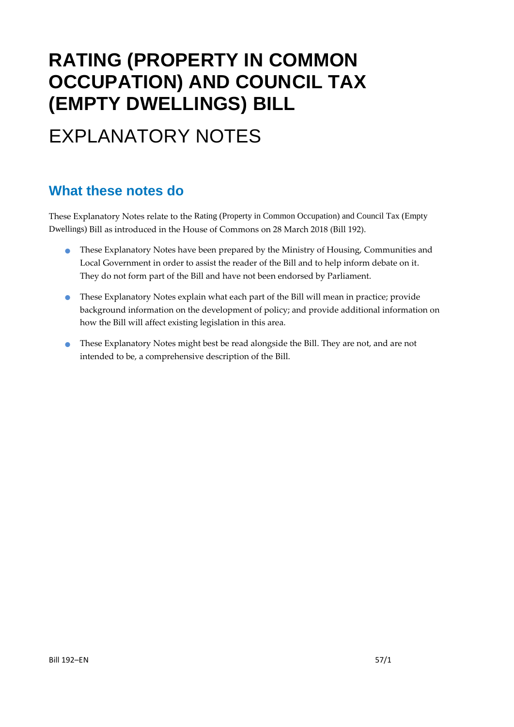# RATING (PROPERTY IN COMMON OCCUPATION) AND COUNCIL TAX (EMPTY DWELLINGS) BILL

# EXPLANATORY NOTES

## What these notes do

These Explanatory Notes relate to the Rating (Property in Common Occupation) and Council Tax (Empty Dwellings) Bill as introduced in the House of Commons on 28 March 2018 (Bill 192).

- These Explanatory Notes have been prepared by the Ministry of Housing, Communities and Local Government in order to assist the reader of the Bill and to help inform debate on it. They do not form part of the Bill and have not been endorsed by Parliament.
- These Explanatory Notes explain what each part of the Bill will mean in practice; provide background information on the development of policy; and provide additional information on how the Bill will affect existing legislation in this area.
- These Explanatory Notes might best be read alongside the Bill. They are not, and are not intended to be, a comprehensive description of the Bill.

Bill 192–EN 57/1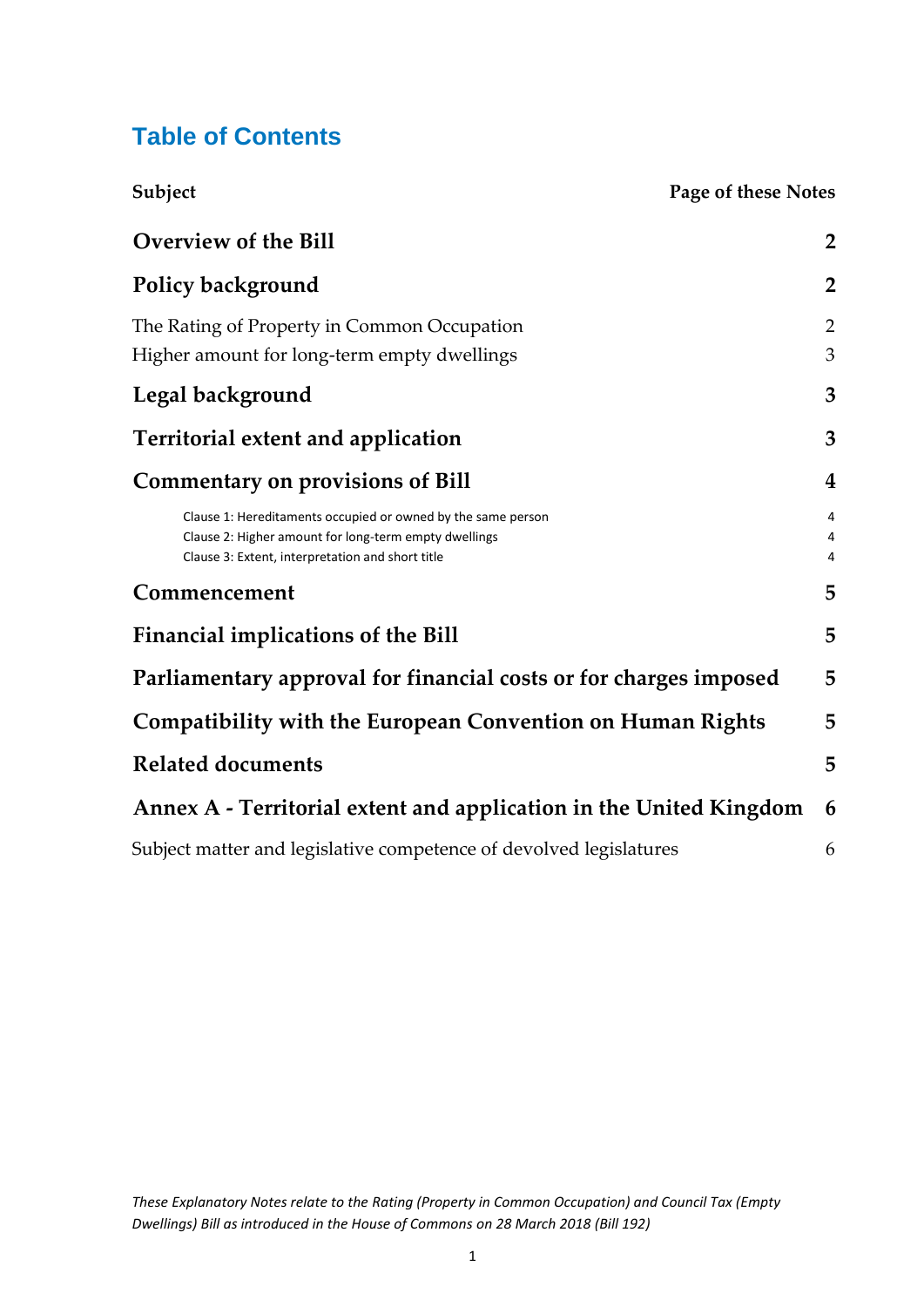# Table of Contents

| Subject | Page of these Notes |
|---|---|
| **Overview of the Bill** | **2** |
| **Policy background** | **2** |
| The Rating of Property in Common Occupation | 2 |
| Higher amount for long-term empty dwellings | 3 |
| **Legal background** | **3** |
| **Territorial extent and application** | **3** |
| **Commentary on provisions of Bill** | **4** |
| Clause 1: Hereditaments occupied or owned by the same person | 4 |
| Clause 2: Higher amount for long-term empty dwellings | 4 |
| Clause 3: Extent, interpretation and short title | 4 |
| **Commencement** | **5** |
| **Financial implications of the Bill** | **5** |
| **Parliamentary approval for financial costs or for charges imposed** | **5** |
| **Compatibility with the European Convention on Human Rights** | **5** |
| **Related documents** | **5** |
| **Annex A - Territorial extent and application in the United Kingdom** | **6** |
| Subject matter and legislative competence of devolved legislatures | 6 |

*These Explanatory Notes relate to the Rating (Property in Common Occupation) and Council Tax (Empty Dwellings) Bill as introduced in the House of Commons on 28 March 2018 (Bill 192)*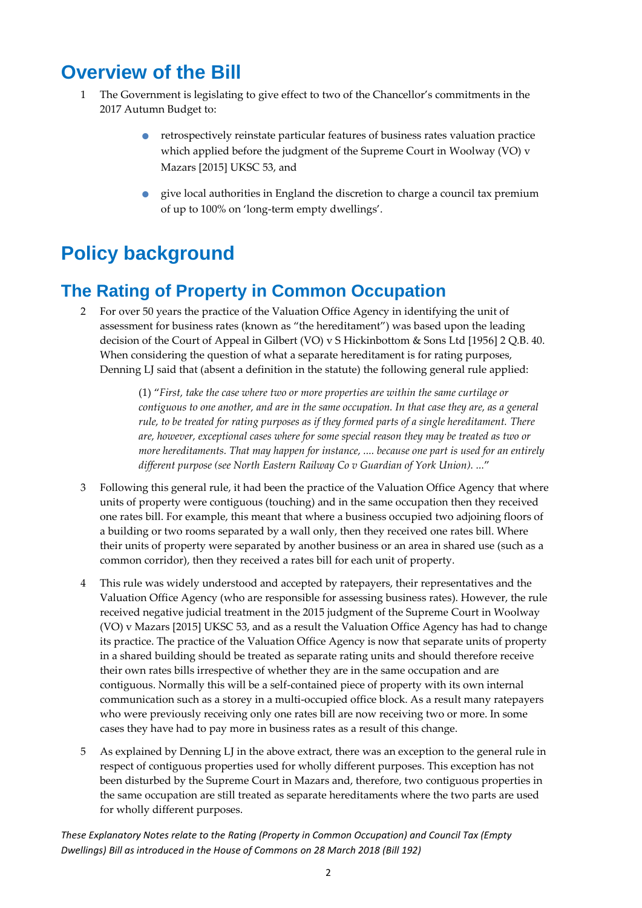# Overview of the Bill

1 The Government is legislating to give effect to two of the Chancellor's commitments in the 2017 Autumn Budget to:

- retrospectively reinstate particular features of business rates valuation practice which applied before the judgment of the Supreme Court in Woolway (VO) v Mazars [2015] UKSC 53, and
- give local authorities in England the discretion to charge a council tax premium of up to 100% on 'long-term empty dwellings'.

# Policy background

## The Rating of Property in Common Occupation

2 For over 50 years the practice of the Valuation Office Agency in identifying the unit of assessment for business rates (known as "the hereditament") was based upon the leading decision of the Court of Appeal in Gilbert (VO) v S Hickinbottom & Sons Ltd [1956] 2 Q.B. 40. When considering the question of what a separate hereditament is for rating purposes, Denning LJ said that (absent a definition in the statute) the following general rule applied:

> (1) "*First, take the case where two or more properties are within the same curtilage or contiguous to one another, and are in the same occupation. In that case they are, as a general rule, to be treated for rating purposes as if they formed parts of a single hereditament. There are, however, exceptional cases where for some special reason they may be treated as two or more hereditaments. That may happen for instance, .... because one part is used for an entirely different purpose (see North Eastern Railway Co v Guardian of York Union). ...*"

3 Following this general rule, it had been the practice of the Valuation Office Agency that where units of property were contiguous (touching) and in the same occupation then they received one rates bill. For example, this meant that where a business occupied two adjoining floors of a building or two rooms separated by a wall only, then they received one rates bill. Where their units of property were separated by another business or an area in shared use (such as a common corridor), then they received a rates bill for each unit of property.

4 This rule was widely understood and accepted by ratepayers, their representatives and the Valuation Office Agency (who are responsible for assessing business rates). However, the rule received negative judicial treatment in the 2015 judgment of the Supreme Court in Woolway (VO) v Mazars [2015] UKSC 53, and as a result the Valuation Office Agency has had to change its practice. The practice of the Valuation Office Agency is now that separate units of property in a shared building should be treated as separate rating units and should therefore receive their own rates bills irrespective of whether they are in the same occupation and are contiguous. Normally this will be a self-contained piece of property with its own internal communication such as a storey in a multi-occupied office block. As a result many ratepayers who were previously receiving only one rates bill are now receiving two or more. In some cases they have had to pay more in business rates as a result of this change.

5 As explained by Denning LJ in the above extract, there was an exception to the general rule in respect of contiguous properties used for wholly different purposes. This exception has not been disturbed by the Supreme Court in Mazars and, therefore, two contiguous properties in the same occupation are still treated as separate hereditaments where the two parts are used for wholly different purposes.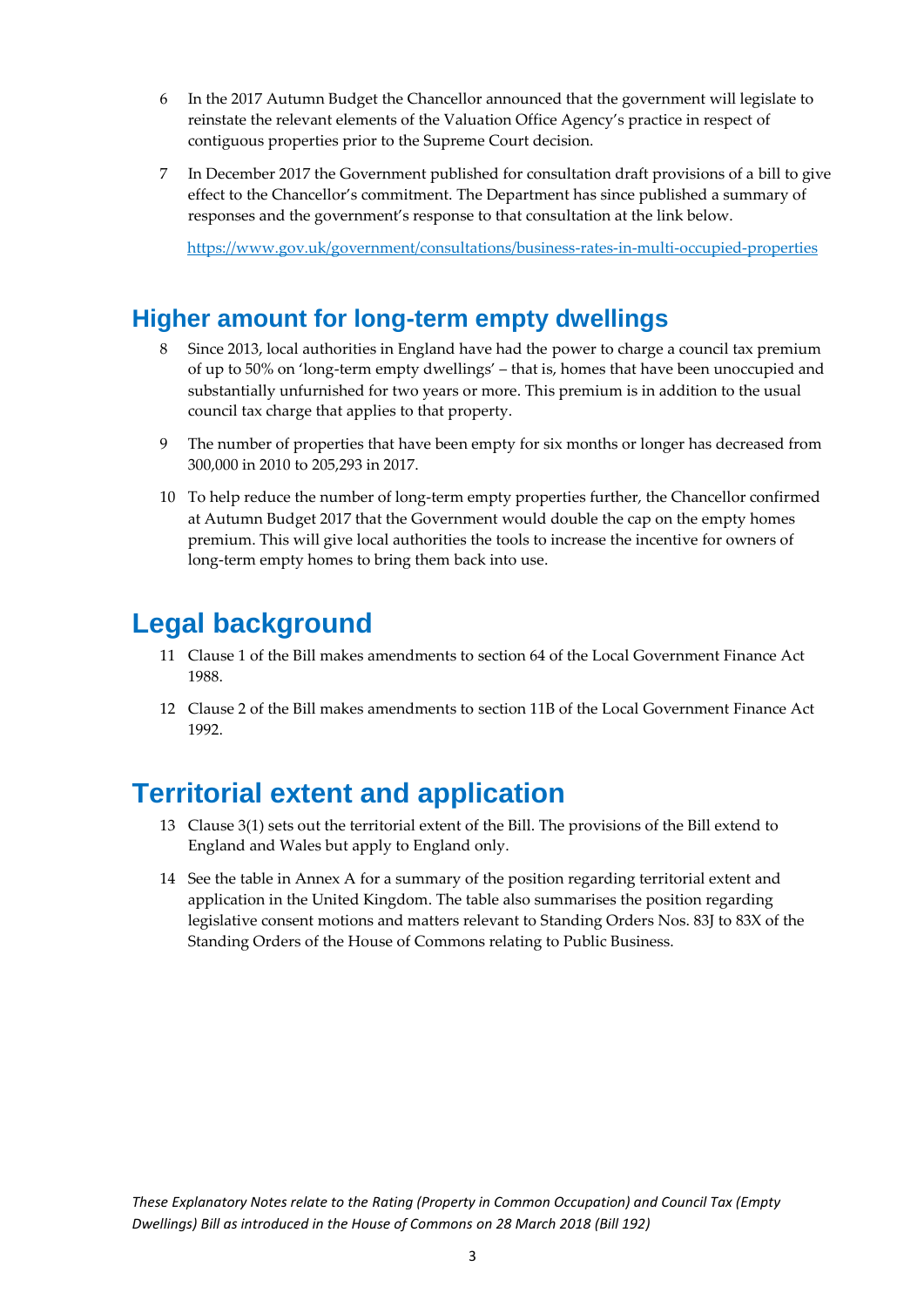6 In the 2017 Autumn Budget the Chancellor announced that the government will legislate to reinstate the relevant elements of the Valuation Office Agency's practice in respect of contiguous properties prior to the Supreme Court decision.

7 In December 2017 the Government published for consultation draft provisions of a bill to give effect to the Chancellor's commitment. The Department has since published a summary of responses and the government's response to that consultation at the link below.

https://www.gov.uk/government/consultations/business-rates-in-multi-occupied-properties

## Higher amount for long-term empty dwellings

8 Since 2013, local authorities in England have had the power to charge a council tax premium of up to 50% on 'long-term empty dwellings' – that is, homes that have been unoccupied and substantially unfurnished for two years or more. This premium is in addition to the usual council tax charge that applies to that property.

9 The number of properties that have been empty for six months or longer has decreased from 300,000 in 2010 to 205,293 in 2017.

10 To help reduce the number of long-term empty properties further, the Chancellor confirmed at Autumn Budget 2017 that the Government would double the cap on the empty homes premium. This will give local authorities the tools to increase the incentive for owners of long-term empty homes to bring them back into use.

# Legal background

11 Clause 1 of the Bill makes amendments to section 64 of the Local Government Finance Act 1988.

12 Clause 2 of the Bill makes amendments to section 11B of the Local Government Finance Act 1992.

# Territorial extent and application

13 Clause 3(1) sets out the territorial extent of the Bill. The provisions of the Bill extend to England and Wales but apply to England only.

14 See the table in Annex A for a summary of the position regarding territorial extent and application in the United Kingdom. The table also summarises the position regarding legislative consent motions and matters relevant to Standing Orders Nos. 83J to 83X of the Standing Orders of the House of Commons relating to Public Business.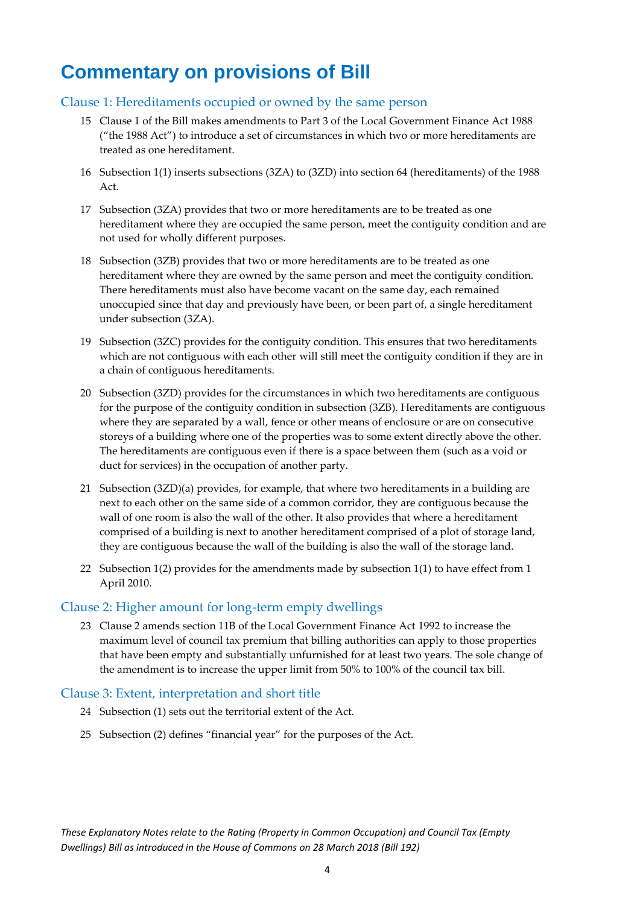# Commentary on provisions of Bill

## Clause 1: Hereditaments occupied or owned by the same person

15 Clause 1 of the Bill makes amendments to Part 3 of the Local Government Finance Act 1988 ("the 1988 Act") to introduce a set of circumstances in which two or more hereditaments are treated as one hereditament.

16 Subsection 1(1) inserts subsections (3ZA) to (3ZD) into section 64 (hereditaments) of the 1988 Act.

17 Subsection (3ZA) provides that two or more hereditaments are to be treated as one hereditament where they are occupied the same person, meet the contiguity condition and are not used for wholly different purposes.

18 Subsection (3ZB) provides that two or more hereditaments are to be treated as one hereditament where they are owned by the same person and meet the contiguity condition. There hereditaments must also have become vacant on the same day, each remained unoccupied since that day and previously have been, or been part of, a single hereditament under subsection (3ZA).

19 Subsection (3ZC) provides for the contiguity condition. This ensures that two hereditaments which are not contiguous with each other will still meet the contiguity condition if they are in a chain of contiguous hereditaments.

20 Subsection (3ZD) provides for the circumstances in which two hereditaments are contiguous for the purpose of the contiguity condition in subsection (3ZB). Hereditaments are contiguous where they are separated by a wall, fence or other means of enclosure or are on consecutive storeys of a building where one of the properties was to some extent directly above the other. The hereditaments are contiguous even if there is a space between them (such as a void or duct for services) in the occupation of another party.

21 Subsection (3ZD)(a) provides, for example, that where two hereditaments in a building are next to each other on the same side of a common corridor, they are contiguous because the wall of one room is also the wall of the other. It also provides that where a hereditament comprised of a building is next to another hereditament comprised of a plot of storage land, they are contiguous because the wall of the building is also the wall of the storage land.

22 Subsection 1(2) provides for the amendments made by subsection 1(1) to have effect from 1 April 2010.

## Clause 2: Higher amount for long-term empty dwellings

23 Clause 2 amends section 11B of the Local Government Finance Act 1992 to increase the maximum level of council tax premium that billing authorities can apply to those properties that have been empty and substantially unfurnished for at least two years. The sole change of the amendment is to increase the upper limit from 50% to 100% of the council tax bill.

## Clause 3: Extent, interpretation and short title

24 Subsection (1) sets out the territorial extent of the Act.

25 Subsection (2) defines "financial year" for the purposes of the Act.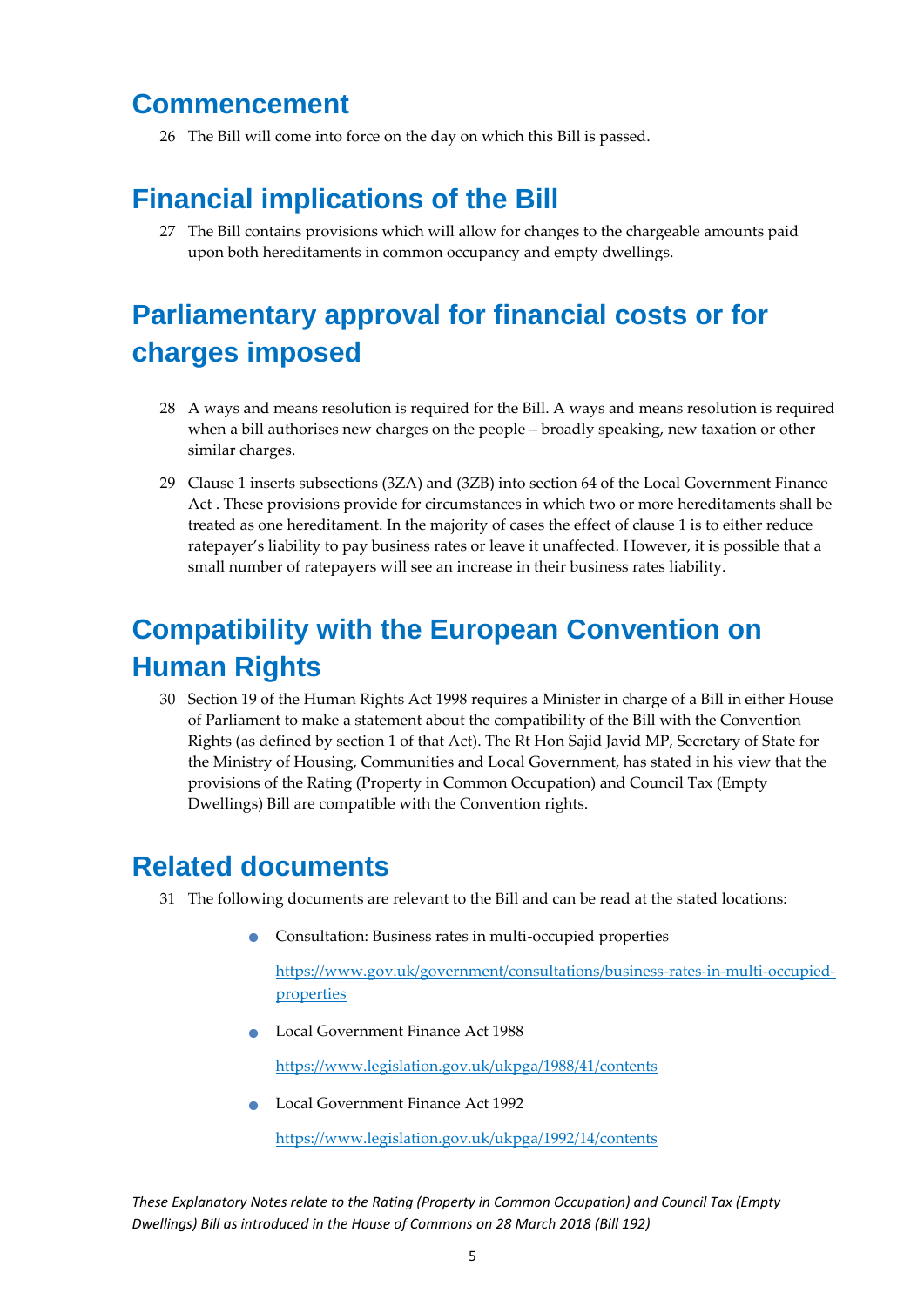## Commencement

26 The Bill will come into force on the day on which this Bill is passed.

## Financial implications of the Bill

27 The Bill contains provisions which will allow for changes to the chargeable amounts paid upon both hereditaments in common occupancy and empty dwellings.

## Parliamentary approval for financial costs or for charges imposed

28 A ways and means resolution is required for the Bill. A ways and means resolution is required when a bill authorises new charges on the people – broadly speaking, new taxation or other similar charges.

29 Clause 1 inserts subsections (3ZA) and (3ZB) into section 64 of the Local Government Finance Act . These provisions provide for circumstances in which two or more hereditaments shall be treated as one hereditament. In the majority of cases the effect of clause 1 is to either reduce ratepayer's liability to pay business rates or leave it unaffected. However, it is possible that a small number of ratepayers will see an increase in their business rates liability.

## Compatibility with the European Convention on Human Rights

30 Section 19 of the Human Rights Act 1998 requires a Minister in charge of a Bill in either House of Parliament to make a statement about the compatibility of the Bill with the Convention Rights (as defined by section 1 of that Act). The Rt Hon Sajid Javid MP, Secretary of State for the Ministry of Housing, Communities and Local Government, has stated in his view that the provisions of the Rating (Property in Common Occupation) and Council Tax (Empty Dwellings) Bill are compatible with the Convention rights.

## Related documents

31 The following documents are relevant to the Bill and can be read at the stated locations:

- Consultation: Business rates in multi-occupied properties

  https://www.gov.uk/government/consultations/business-rates-in-multi-occupied-properties

- Local Government Finance Act 1988

  https://www.legislation.gov.uk/ukpga/1988/41/contents

- Local Government Finance Act 1992

  https://www.legislation.gov.uk/ukpga/1992/14/contents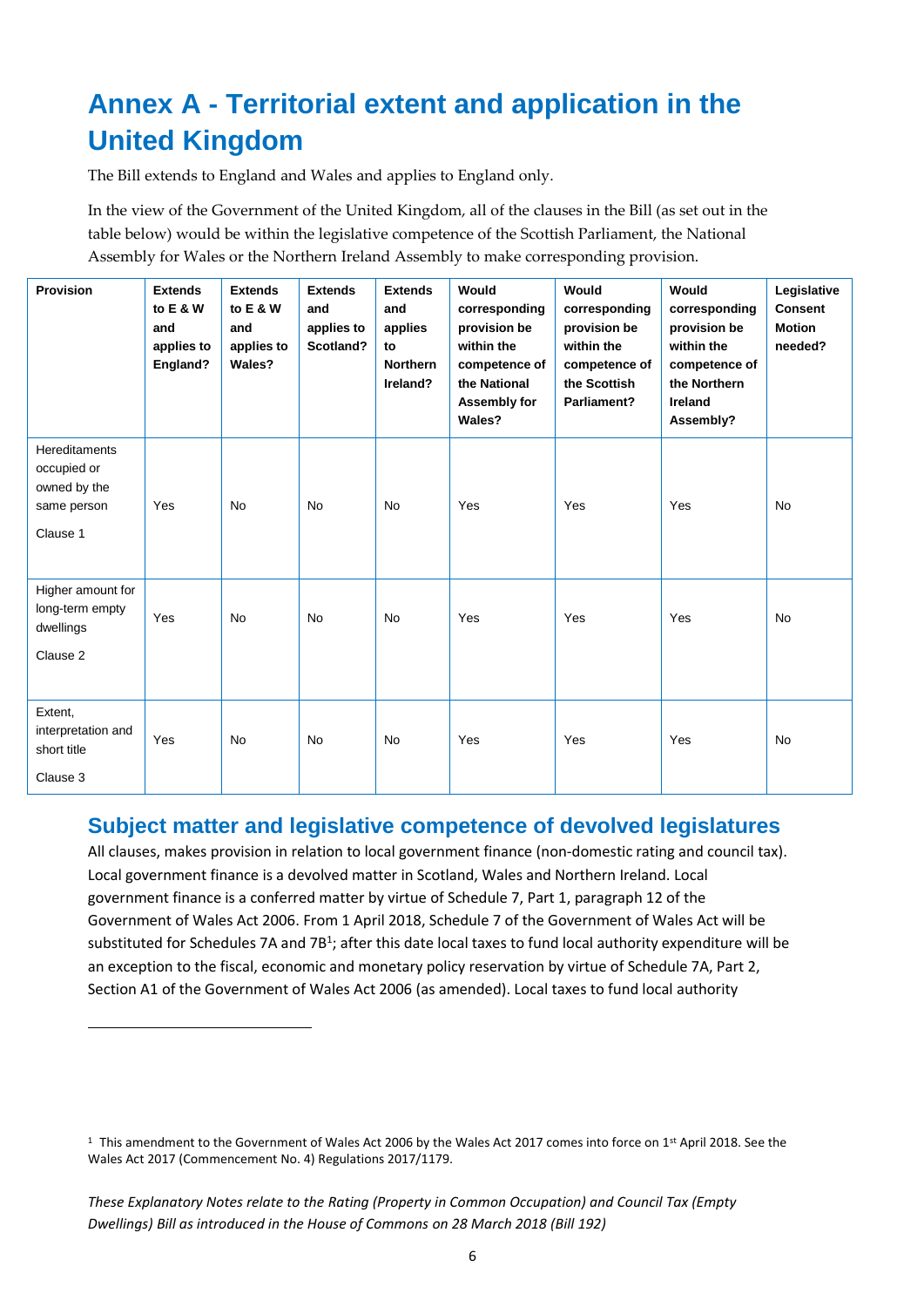# Annex A - Territorial extent and application in the United Kingdom

The Bill extends to England and Wales and applies to England only.

In the view of the Government of the United Kingdom, all of the clauses in the Bill (as set out in the table below) would be within the legislative competence of the Scottish Parliament, the National Assembly for Wales or the Northern Ireland Assembly to make corresponding provision.

| Provision | Extends to E & W and applies to England? | Extends to E & W and applies to Wales? | Extends and applies to Scotland? | Extends and applies to Northern Ireland? | Would corresponding provision be within the competence of the National Assembly for Wales? | Would corresponding provision be within the competence of the Scottish Parliament? | Would corresponding provision be within the competence of the Northern Ireland Assembly? | Legislative Consent Motion needed? |
|---|---|---|---|---|---|---|---|---|
| Hereditaments occupied or owned by the same person<br>Clause 1 | Yes | No | No | No | Yes | Yes | Yes | No |
| Higher amount for long-term empty dwellings<br>Clause 2 | Yes | No | No | No | Yes | Yes | Yes | No |
| Extent, interpretation and short title<br>Clause 3 | Yes | No | No | No | Yes | Yes | Yes | No |

## Subject matter and legislative competence of devolved legislatures

All clauses, makes provision in relation to local government finance (non-domestic rating and council tax). Local government finance is a devolved matter in Scotland, Wales and Northern Ireland. Local government finance is a conferred matter by virtue of Schedule 7, Part 1, paragraph 12 of the Government of Wales Act 2006. From 1 April 2018, Schedule 7 of the Government of Wales Act will be substituted for Schedules 7A and 7B[1]; after this date local taxes to fund local authority expenditure will be an exception to the fiscal, economic and monetary policy reservation by virtue of Schedule 7A, Part 2, Section A1 of the Government of Wales Act 2006 (as amended). Local taxes to fund local authority

[1] This amendment to the Government of Wales Act 2006 by the Wales Act 2017 comes into force on 1st April 2018. See the Wales Act 2017 (Commencement No. 4) Regulations 2017/1179.

*These Explanatory Notes relate to the Rating (Property in Common Occupation) and Council Tax (Empty Dwellings) Bill as introduced in the House of Commons on 28 March 2018 (Bill 192)*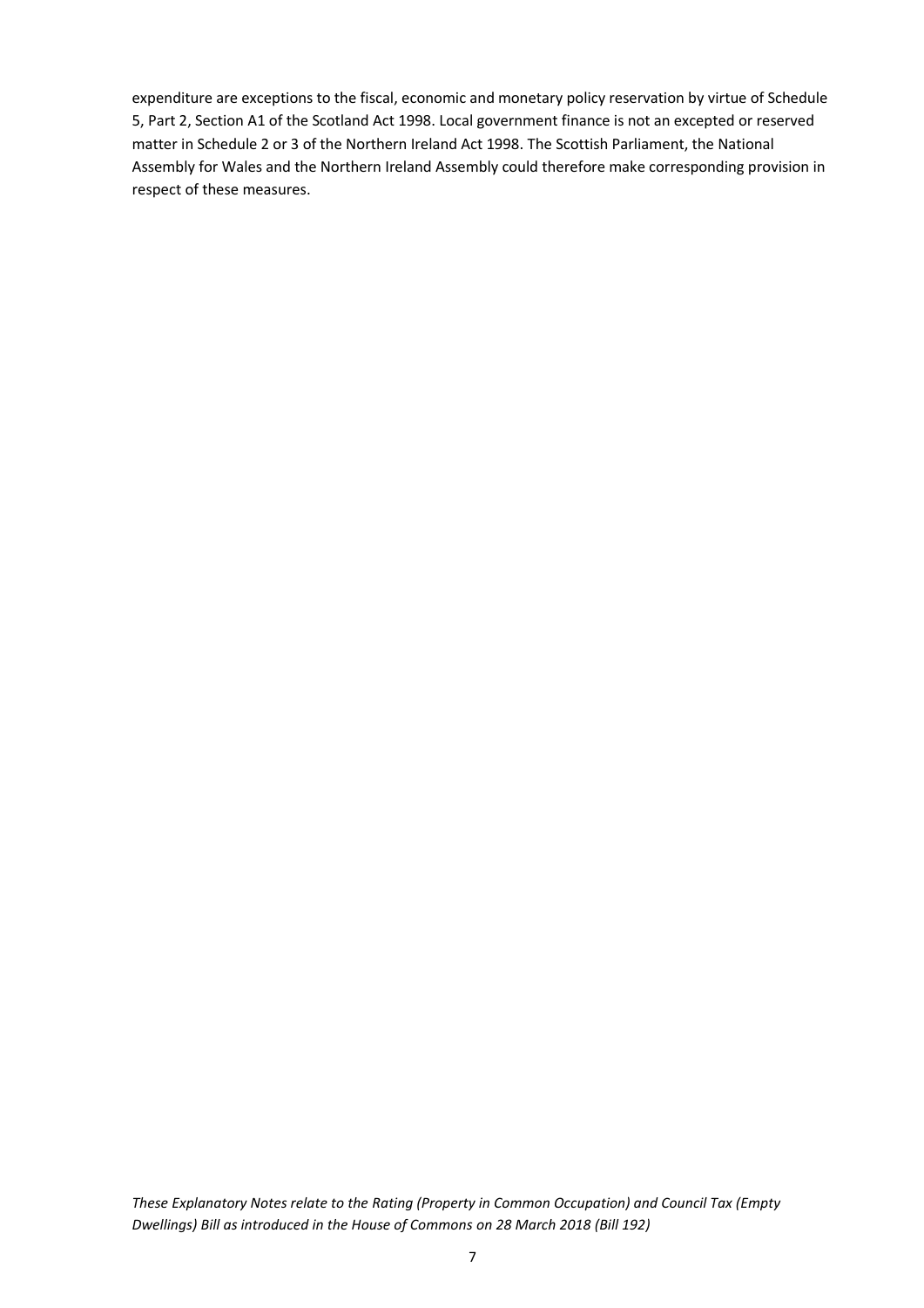expenditure are exceptions to the fiscal, economic and monetary policy reservation by virtue of Schedule 5, Part 2, Section A1 of the Scotland Act 1998. Local government finance is not an excepted or reserved matter in Schedule 2 or 3 of the Northern Ireland Act 1998. The Scottish Parliament, the National Assembly for Wales and the Northern Ireland Assembly could therefore make corresponding provision in respect of these measures.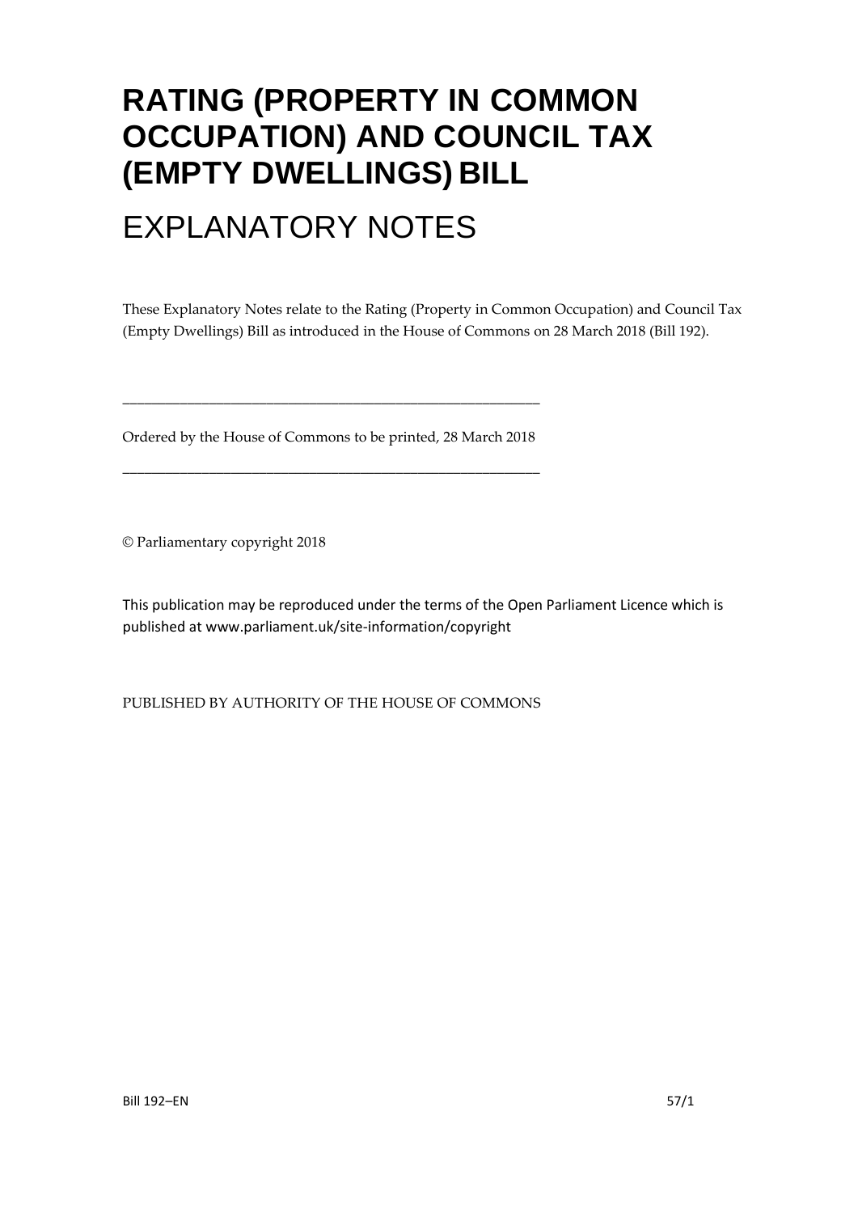# RATING (PROPERTY IN COMMON OCCUPATION) AND COUNCIL TAX (EMPTY DWELLINGS) BILL

# EXPLANATORY NOTES

These Explanatory Notes relate to the Rating (Property in Common Occupation) and Council Tax (Empty Dwellings) Bill as introduced in the House of Commons on 28 March 2018 (Bill 192).

---

Ordered by the House of Commons to be printed, 28 March 2018

---

© Parliamentary copyright 2018

This publication may be reproduced under the terms of the Open Parliament Licence which is published at www.parliament.uk/site-information/copyright

PUBLISHED BY AUTHORITY OF THE HOUSE OF COMMONS

Bill 192–EN 57/1